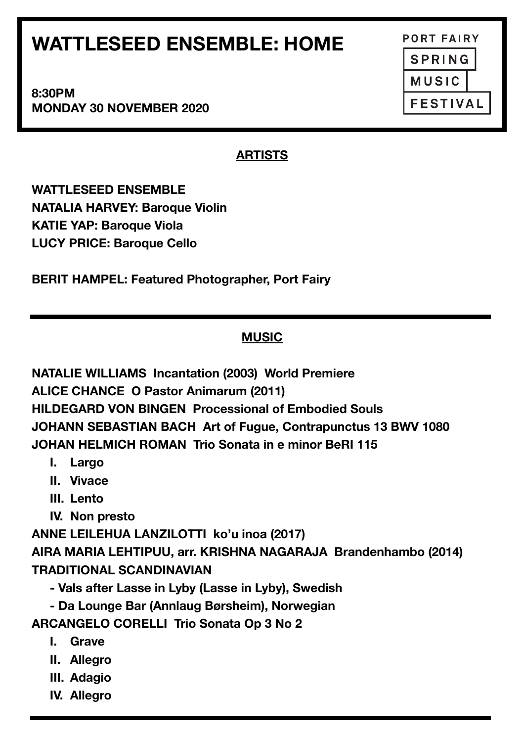# WATTLESEED ENSEMBLE: HOME

**8:30PM**
**MONDAY 30 NOVEMBER 2020**

PORT FAIRY SPRING MUSIC FESTIVAL

## ARTISTS

**WATTLESEED ENSEMBLE**
**NATALIA HARVEY: Baroque Violin**
**KATIE YAP: Baroque Viola**
**LUCY PRICE: Baroque Cello**

**BERIT HAMPEL: Featured Photographer, Port Fairy**

---

## MUSIC

**NATALIE WILLIAMS Incantation (2003) World Premiere**
**ALICE CHANCE O Pastor Animarum (2011)**
**HILDEGARD VON BINGEN Processional of Embodied Souls**
**JOHANN SEBASTIAN BACH Art of Fugue, Contrapunctus 13 BWV 1080**
**JOHAN HELMICH ROMAN Trio Sonata in e minor BeRI 115**

- **I. Largo**
- **II. Vivace**
- **III. Lento**
- **IV. Non presto**

**ANNE LEILEHUA LANZILOTTI ko'u inoa (2017)**
**AIRA MARIA LEHTIPUU, arr. KRISHNA NAGARAJA Brandenhambo (2014)**
**TRADITIONAL SCANDINAVIAN**

- **Vals after Lasse in Lyby (Lasse in Lyby), Swedish**
- **Da Lounge Bar (Annlaug Børsheim), Norwegian**

**ARCANGELO CORELLI Trio Sonata Op 3 No 2**

- **I. Grave**
- **II. Allegro**
- **III. Adagio**
- **IV. Allegro**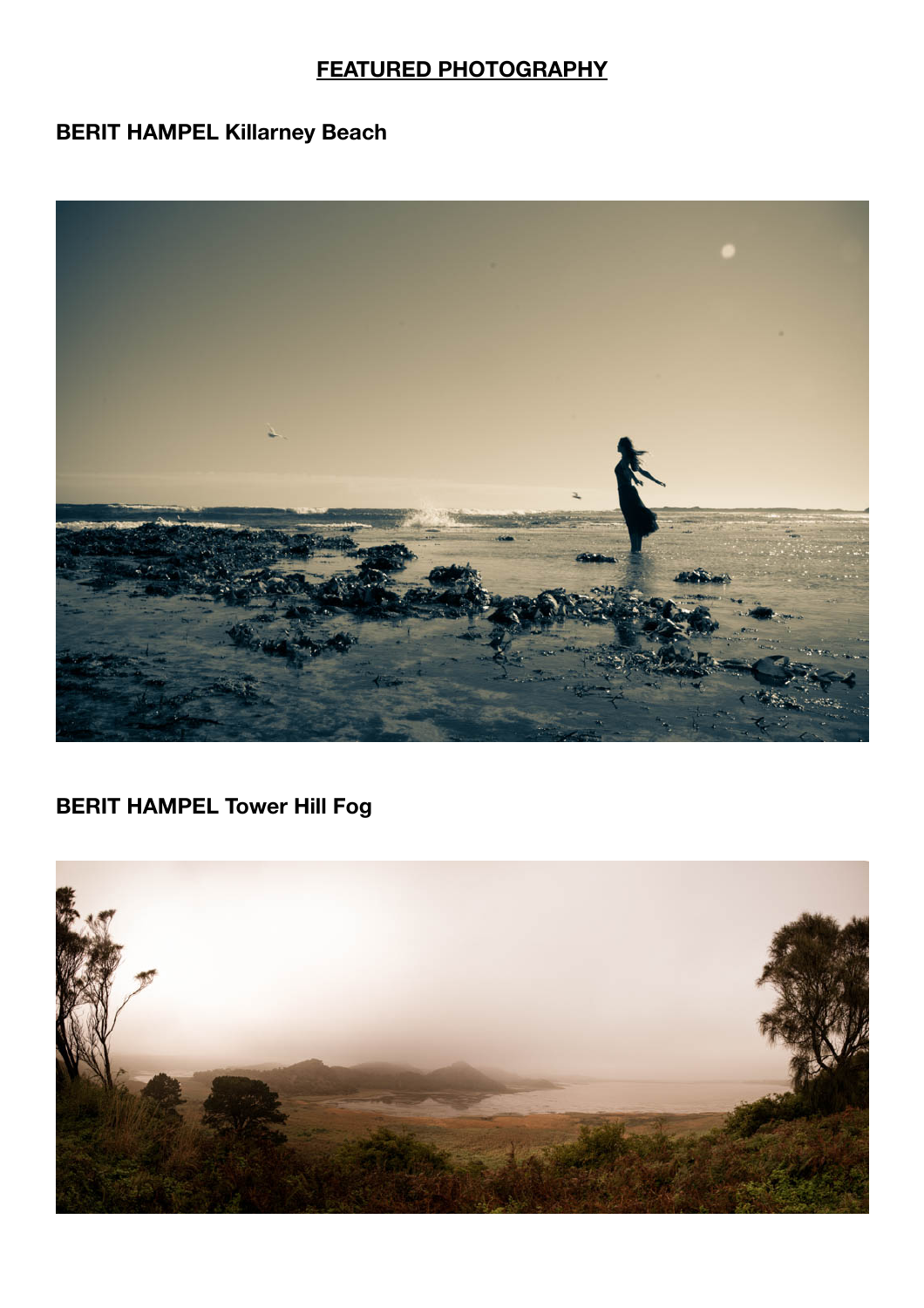## FEATURED PHOTOGRAPHY

**BERIT HAMPEL Killarney Beach**

**BERIT HAMPEL Tower Hill Fog**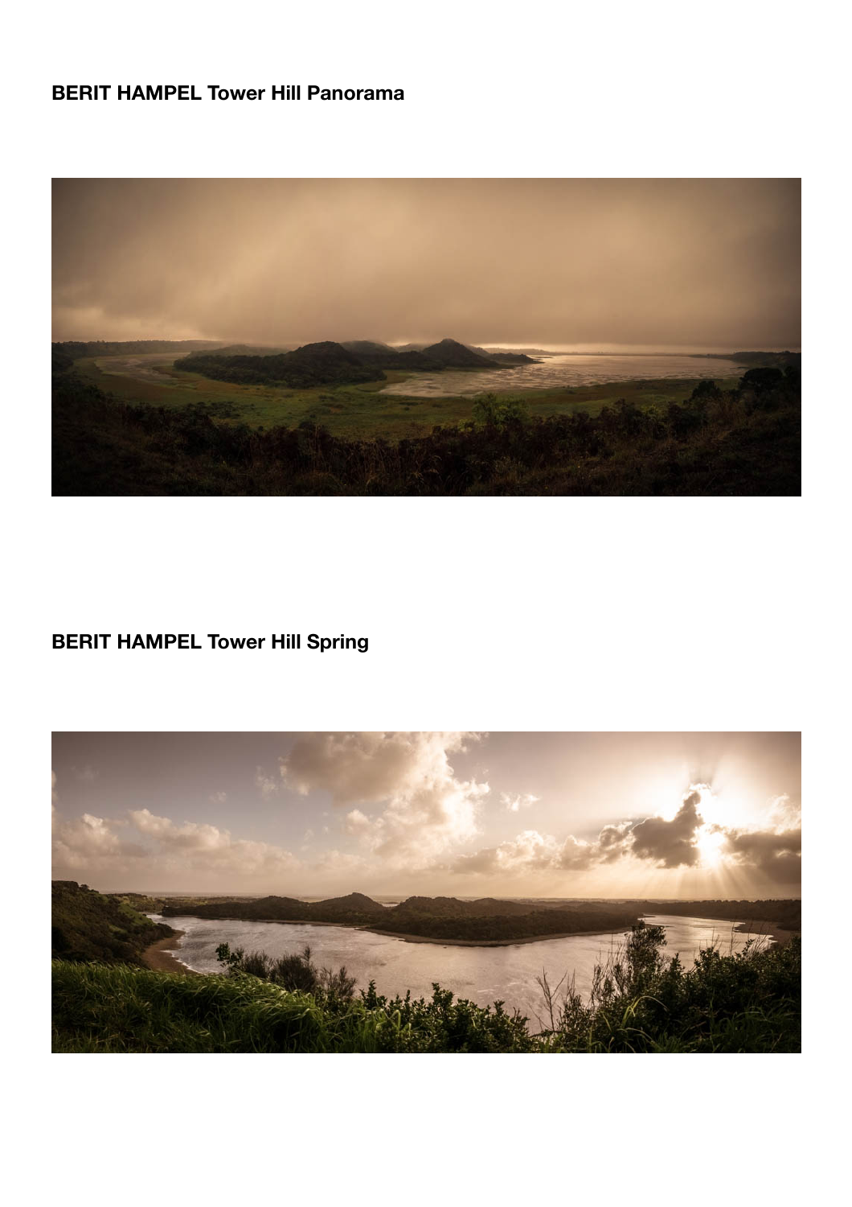**BERIT HAMPEL Tower Hill Panorama**

**BERIT HAMPEL Tower Hill Spring**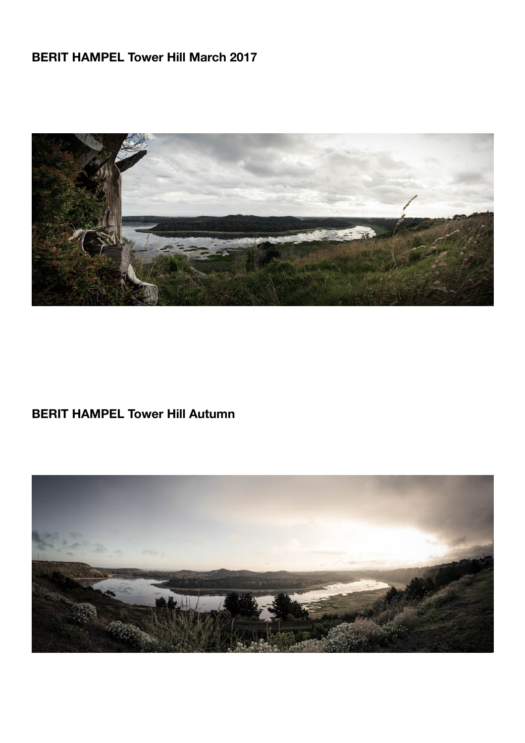**BERIT HAMPEL Tower Hill March 2017**

**BERIT HAMPEL Tower Hill Autumn**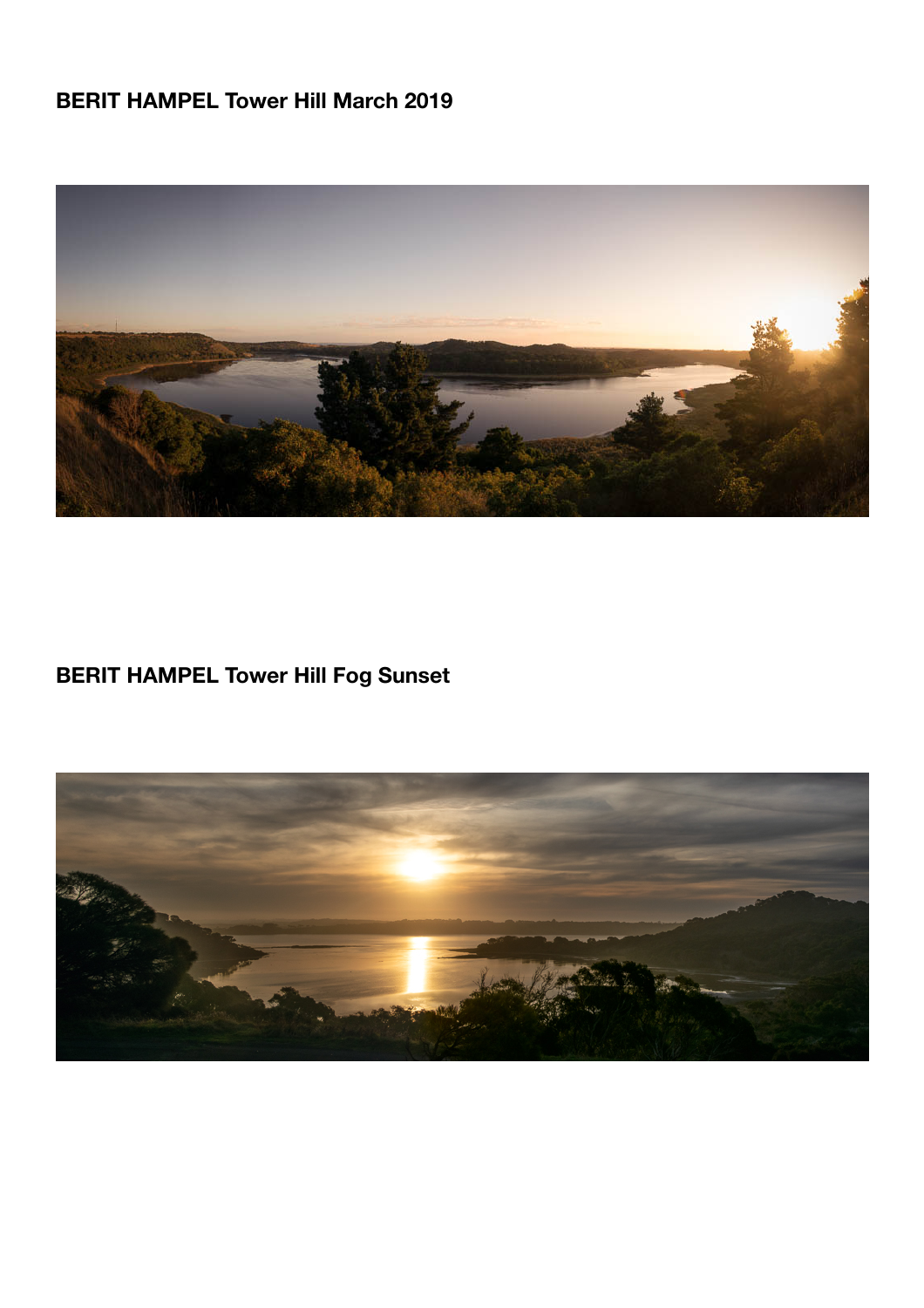**BERIT HAMPEL Tower Hill March 2019**

**BERIT HAMPEL Tower Hill Fog Sunset**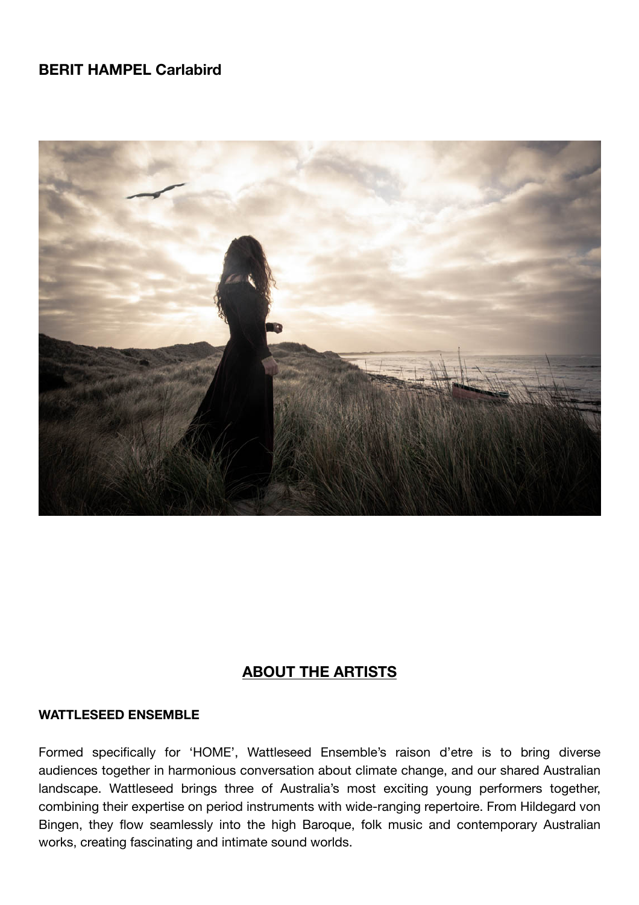**BERIT HAMPEL Carlabird**

## ABOUT THE ARTISTS

**WATTLESEED ENSEMBLE**

Formed specifically for 'HOME', Wattleseed Ensemble's raison d'etre is to bring diverse audiences together in harmonious conversation about climate change, and our shared Australian landscape. Wattleseed brings three of Australia's most exciting young performers together, combining their expertise on period instruments with wide-ranging repertoire. From Hildegard von Bingen, they flow seamlessly into the high Baroque, folk music and contemporary Australian works, creating fascinating and intimate sound worlds.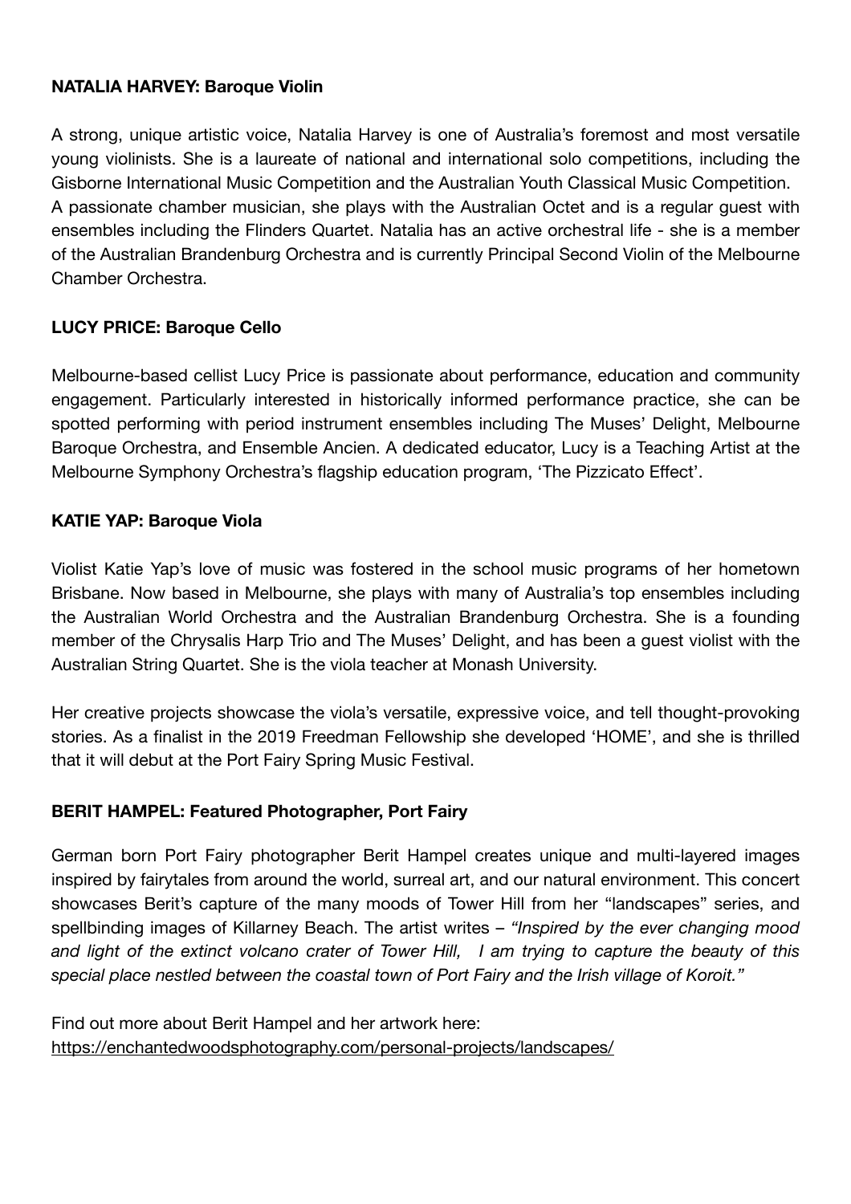**NATALIA HARVEY: Baroque Violin**

A strong, unique artistic voice, Natalia Harvey is one of Australia's foremost and most versatile young violinists. She is a laureate of national and international solo competitions, including the Gisborne International Music Competition and the Australian Youth Classical Music Competition. A passionate chamber musician, she plays with the Australian Octet and is a regular guest with ensembles including the Flinders Quartet. Natalia has an active orchestral life - she is a member of the Australian Brandenburg Orchestra and is currently Principal Second Violin of the Melbourne Chamber Orchestra.

**LUCY PRICE: Baroque Cello**

Melbourne-based cellist Lucy Price is passionate about performance, education and community engagement. Particularly interested in historically informed performance practice, she can be spotted performing with period instrument ensembles including The Muses' Delight, Melbourne Baroque Orchestra, and Ensemble Ancien. A dedicated educator, Lucy is a Teaching Artist at the Melbourne Symphony Orchestra's flagship education program, 'The Pizzicato Effect'.

**KATIE YAP: Baroque Viola**

Violist Katie Yap's love of music was fostered in the school music programs of her hometown Brisbane. Now based in Melbourne, she plays with many of Australia's top ensembles including the Australian World Orchestra and the Australian Brandenburg Orchestra. She is a founding member of the Chrysalis Harp Trio and The Muses' Delight, and has been a guest violist with the Australian String Quartet. She is the viola teacher at Monash University.

Her creative projects showcase the viola's versatile, expressive voice, and tell thought-provoking stories. As a finalist in the 2019 Freedman Fellowship she developed 'HOME', and she is thrilled that it will debut at the Port Fairy Spring Music Festival.

**BERIT HAMPEL: Featured Photographer, Port Fairy**

German born Port Fairy photographer Berit Hampel creates unique and multi-layered images inspired by fairytales from around the world, surreal art, and our natural environment. This concert showcases Berit's capture of the many moods of Tower Hill from her "landscapes" series, and spellbinding images of Killarney Beach. The artist writes – *"Inspired by the ever changing mood and light of the extinct volcano crater of Tower Hill, I am trying to capture the beauty of this special place nestled between the coastal town of Port Fairy and the Irish village of Koroit."*

Find out more about Berit Hampel and her artwork here:
https://enchantedwoodsphotography.com/personal-projects/landscapes/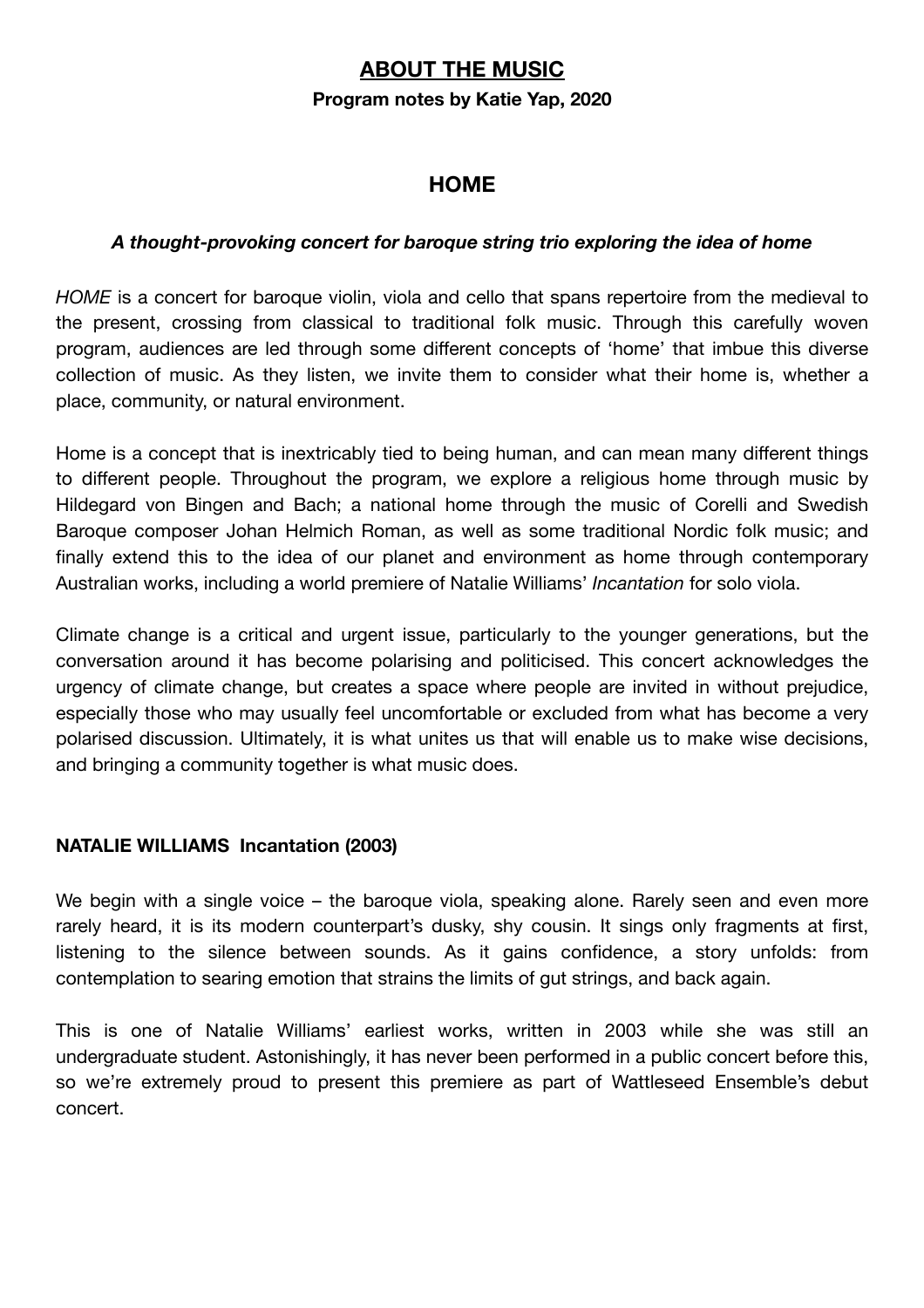## ABOUT THE MUSIC

**Program notes by Katie Yap, 2020**

# HOME

***A thought-provoking concert for baroque string trio exploring the idea of home***

*HOME* is a concert for baroque violin, viola and cello that spans repertoire from the medieval to the present, crossing from classical to traditional folk music. Through this carefully woven program, audiences are led through some different concepts of 'home' that imbue this diverse collection of music. As they listen, we invite them to consider what their home is, whether a place, community, or natural environment.

Home is a concept that is inextricably tied to being human, and can mean many different things to different people. Throughout the program, we explore a religious home through music by Hildegard von Bingen and Bach; a national home through the music of Corelli and Swedish Baroque composer Johan Helmich Roman, as well as some traditional Nordic folk music; and finally extend this to the idea of our planet and environment as home through contemporary Australian works, including a world premiere of Natalie Williams' *Incantation* for solo viola.

Climate change is a critical and urgent issue, particularly to the younger generations, but the conversation around it has become polarising and politicised. This concert acknowledges the urgency of climate change, but creates a space where people are invited in without prejudice, especially those who may usually feel uncomfortable or excluded from what has become a very polarised discussion. Ultimately, it is what unites us that will enable us to make wise decisions, and bringing a community together is what music does.

### NATALIE WILLIAMS Incantation (2003)

We begin with a single voice – the baroque viola, speaking alone. Rarely seen and even more rarely heard, it is its modern counterpart's dusky, shy cousin. It sings only fragments at first, listening to the silence between sounds. As it gains confidence, a story unfolds: from contemplation to searing emotion that strains the limits of gut strings, and back again.

This is one of Natalie Williams' earliest works, written in 2003 while she was still an undergraduate student. Astonishingly, it has never been performed in a public concert before this, so we're extremely proud to present this premiere as part of Wattleseed Ensemble's debut concert.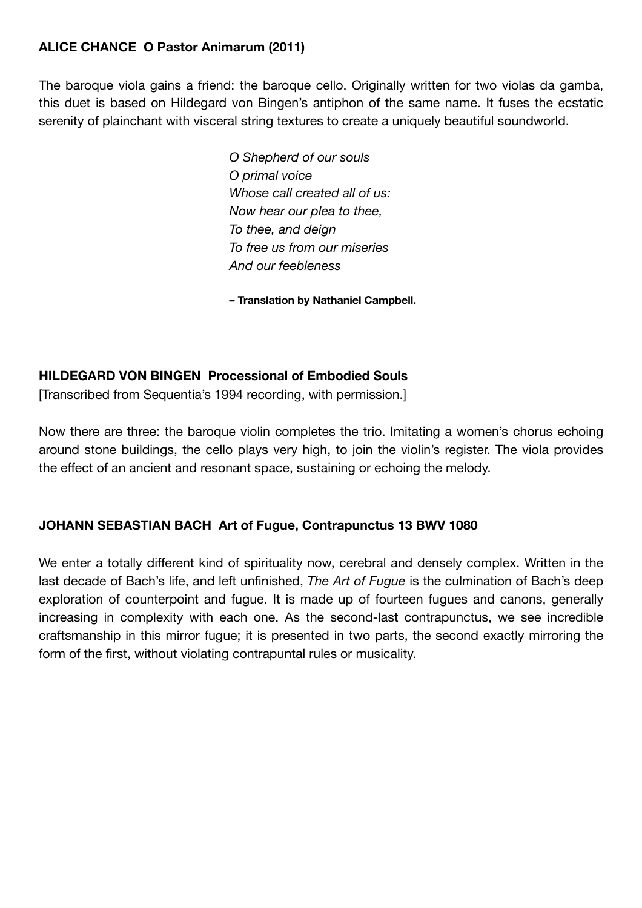**ALICE CHANCE O Pastor Animarum (2011)**

The baroque viola gains a friend: the baroque cello. Originally written for two violas da gamba, this duet is based on Hildegard von Bingen's antiphon of the same name. It fuses the ecstatic serenity of plainchant with visceral string textures to create a uniquely beautiful soundworld.

*O Shepherd of our souls*
*O primal voice*
*Whose call created all of us:*
*Now hear our plea to thee,*
*To thee, and deign*
*To free us from our miseries*
*And our feebleness*

**– Translation by Nathaniel Campbell.**

**HILDEGARD VON BINGEN Processional of Embodied Souls**
[Transcribed from Sequentia's 1994 recording, with permission.]

Now there are three: the baroque violin completes the trio. Imitating a women's chorus echoing around stone buildings, the cello plays very high, to join the violin's register. The viola provides the effect of an ancient and resonant space, sustaining or echoing the melody.

**JOHANN SEBASTIAN BACH Art of Fugue, Contrapunctus 13 BWV 1080**

We enter a totally different kind of spirituality now, cerebral and densely complex. Written in the last decade of Bach's life, and left unfinished, *The Art of Fugue* is the culmination of Bach's deep exploration of counterpoint and fugue. It is made up of fourteen fugues and canons, generally increasing in complexity with each one. As the second-last contrapunctus, we see incredible craftsmanship in this mirror fugue; it is presented in two parts, the second exactly mirroring the form of the first, without violating contrapuntal rules or musicality.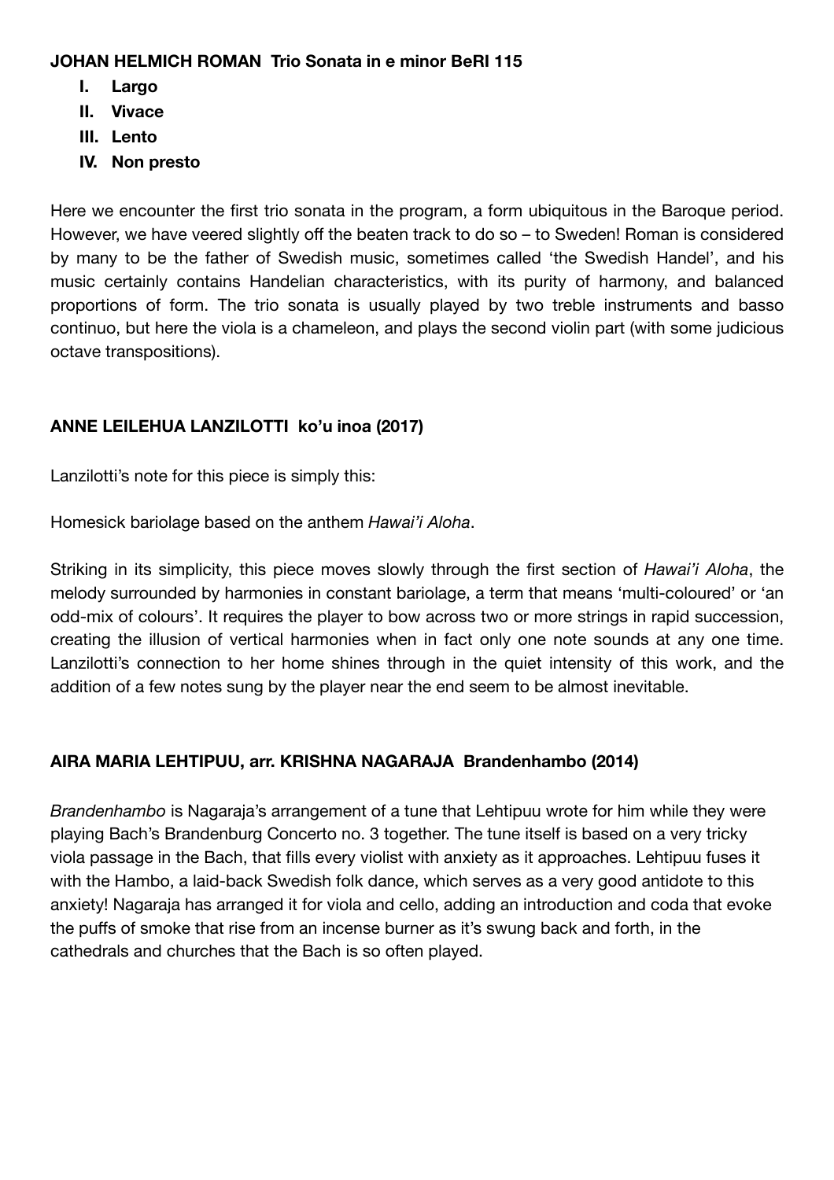**JOHAN HELMICH ROMAN Trio Sonata in e minor BeRI 115**

- **I. Largo**
- **II. Vivace**
- **III. Lento**
- **IV. Non presto**

Here we encounter the first trio sonata in the program, a form ubiquitous in the Baroque period. However, we have veered slightly off the beaten track to do so – to Sweden! Roman is considered by many to be the father of Swedish music, sometimes called 'the Swedish Handel', and his music certainly contains Handelian characteristics, with its purity of harmony, and balanced proportions of form. The trio sonata is usually played by two treble instruments and basso continuo, but here the viola is a chameleon, and plays the second violin part (with some judicious octave transpositions).

**ANNE LEILEHUA LANZILOTTI ko'u inoa (2017)**

Lanzilotti's note for this piece is simply this:

Homesick bariolage based on the anthem *Hawai'i Aloha*.

Striking in its simplicity, this piece moves slowly through the first section of *Hawai'i Aloha*, the melody surrounded by harmonies in constant bariolage, a term that means 'multi-coloured' or 'an odd-mix of colours'. It requires the player to bow across two or more strings in rapid succession, creating the illusion of vertical harmonies when in fact only one note sounds at any one time. Lanzilotti's connection to her home shines through in the quiet intensity of this work, and the addition of a few notes sung by the player near the end seem to be almost inevitable.

**AIRA MARIA LEHTIPUU, arr. KRISHNA NAGARAJA Brandenhambo (2014)**

*Brandenhambo* is Nagaraja's arrangement of a tune that Lehtipuu wrote for him while they were playing Bach's Brandenburg Concerto no. 3 together. The tune itself is based on a very tricky viola passage in the Bach, that fills every violist with anxiety as it approaches. Lehtipuu fuses it with the Hambo, a laid-back Swedish folk dance, which serves as a very good antidote to this anxiety! Nagaraja has arranged it for viola and cello, adding an introduction and coda that evoke the puffs of smoke that rise from an incense burner as it's swung back and forth, in the cathedrals and churches that the Bach is so often played.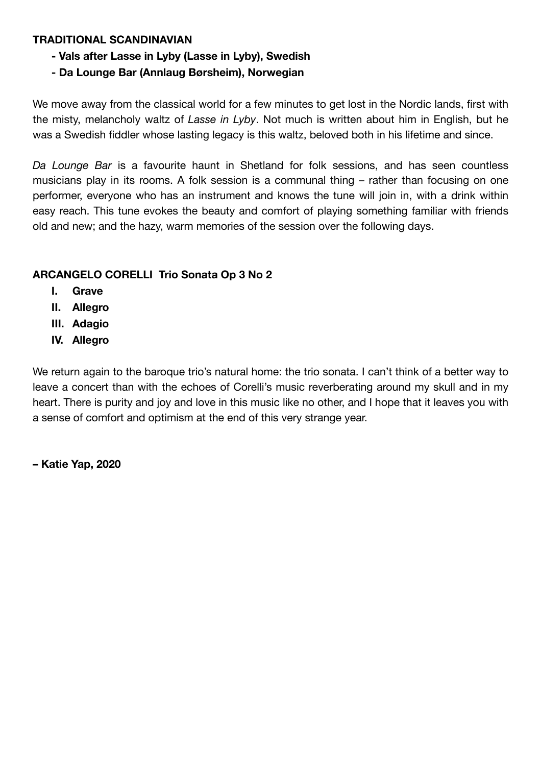**TRADITIONAL SCANDINAVIAN**

- **Vals after Lasse in Lyby (Lasse in Lyby), Swedish**
- **Da Lounge Bar (Annlaug Børsheim), Norwegian**

We move away from the classical world for a few minutes to get lost in the Nordic lands, first with the misty, melancholy waltz of *Lasse in Lyby*. Not much is written about him in English, but he was a Swedish fiddler whose lasting legacy is this waltz, beloved both in his lifetime and since.

*Da Lounge Bar* is a favourite haunt in Shetland for folk sessions, and has seen countless musicians play in its rooms. A folk session is a communal thing – rather than focusing on one performer, everyone who has an instrument and knows the tune will join in, with a drink within easy reach. This tune evokes the beauty and comfort of playing something familiar with friends old and new; and the hazy, warm memories of the session over the following days.

**ARCANGELO CORELLI  Trio Sonata Op 3 No 2**

- **I. Grave**
- **II. Allegro**
- **III. Adagio**
- **IV. Allegro**

We return again to the baroque trio's natural home: the trio sonata. I can't think of a better way to leave a concert than with the echoes of Corelli's music reverberating around my skull and in my heart. There is purity and joy and love in this music like no other, and I hope that it leaves you with a sense of comfort and optimism at the end of this very strange year.

**– Katie Yap, 2020**